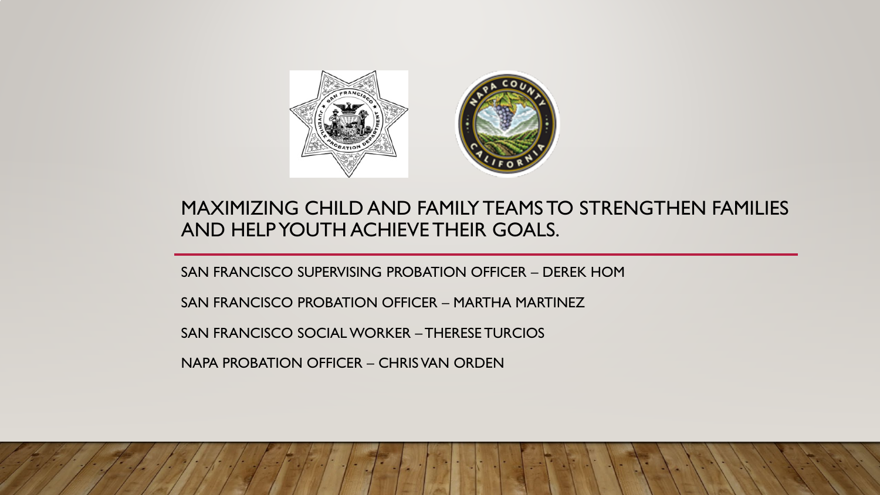# MAXIMIZING CHILD AND FAMILY TEAMS TO STRENGTHEN FAMILIES AND HELP YOUTH ACHIEVE THEIR GOALS.

SAN FRANCISCO SUPERVISING PROBATION OFFICER – DEREK HOM

SAN FRANCISCO PROBATION OFFICER – MARTHA MARTINEZ

SAN FRANCISCO SOCIAL WORKER – THERESE TURCIOS

NAPA PROBATION OFFICER – CHRIS VAN ORDEN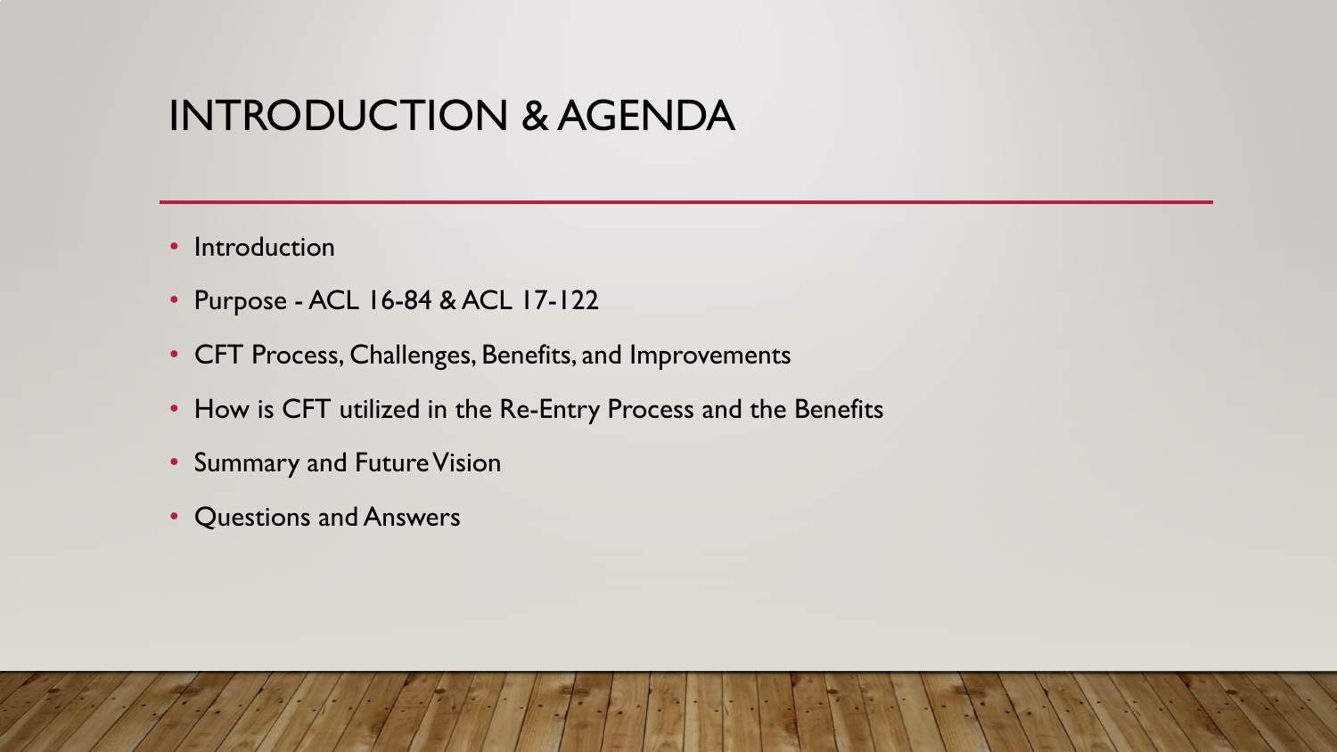# INTRODUCTION & AGENDA

- Introduction
- Purpose - ACL 16-84 & ACL 17-122
- CFT Process, Challenges, Benefits, and Improvements
- How is CFT utilized in the Re-Entry Process and the Benefits
- Summary and Future Vision
- Questions and Answers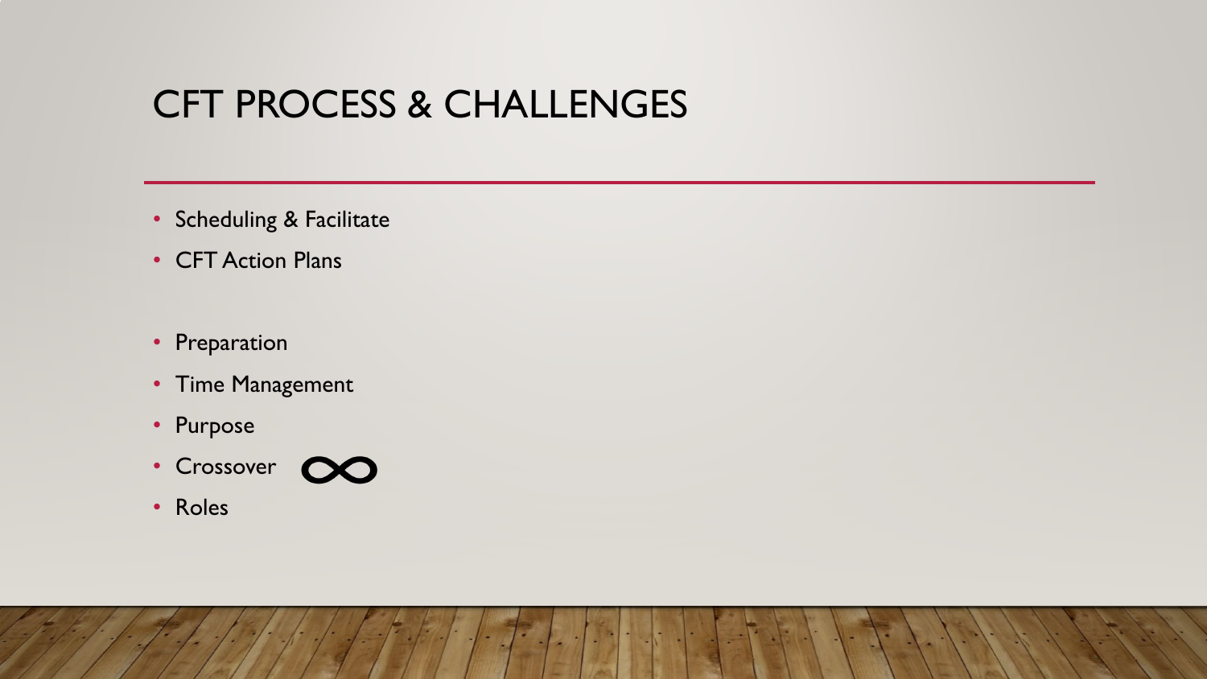# CFT PROCESS & CHALLENGES

- Scheduling & Facilitate
- CFT Action Plans

- Preparation
- Time Management
- Purpose
- Crossover ∞
- Roles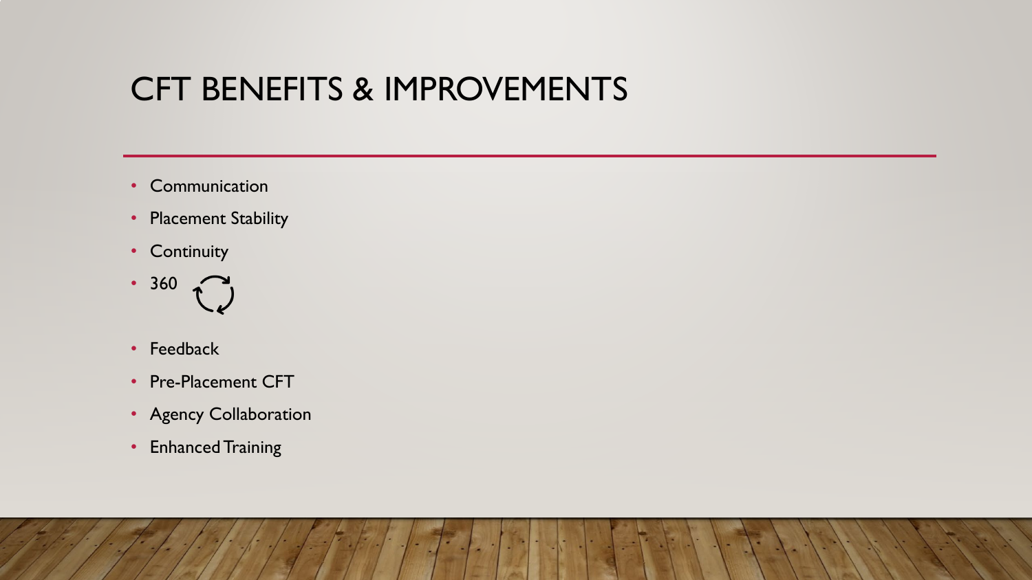# CFT BENEFITS & IMPROVEMENTS

- Communication
- Placement Stability
- Continuity
- 360
- Feedback
- Pre-Placement CFT
- Agency Collaboration
- Enhanced Training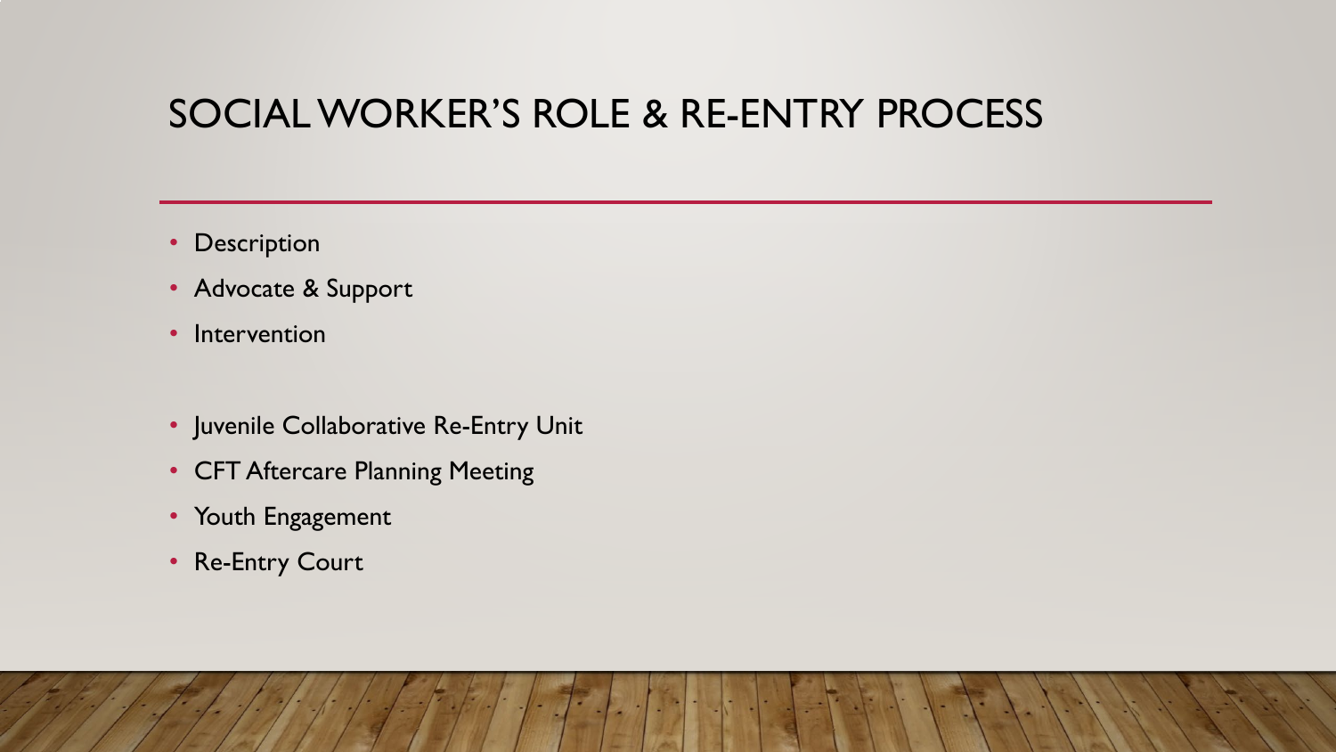# SOCIAL WORKER'S ROLE & RE-ENTRY PROCESS

- Description
- Advocate & Support
- Intervention

- Juvenile Collaborative Re-Entry Unit
- CFT Aftercare Planning Meeting
- Youth Engagement
- Re-Entry Court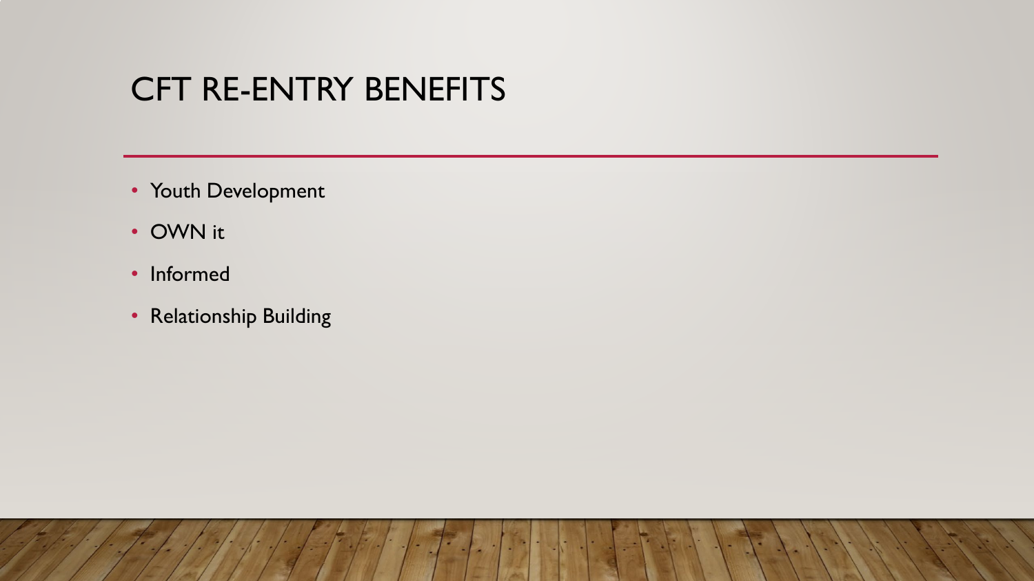# CFT RE-ENTRY BENEFITS

- Youth Development
- OWN it
- Informed
- Relationship Building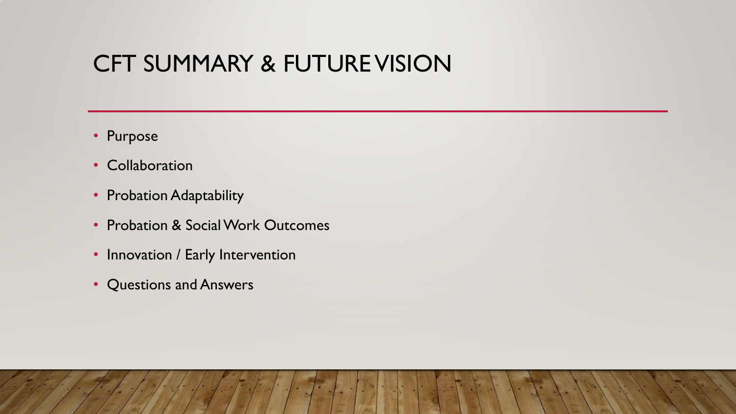# CFT SUMMARY & FUTURE VISION

- Purpose
- Collaboration
- Probation Adaptability
- Probation & Social Work Outcomes
- Innovation / Early Intervention
- Questions and Answers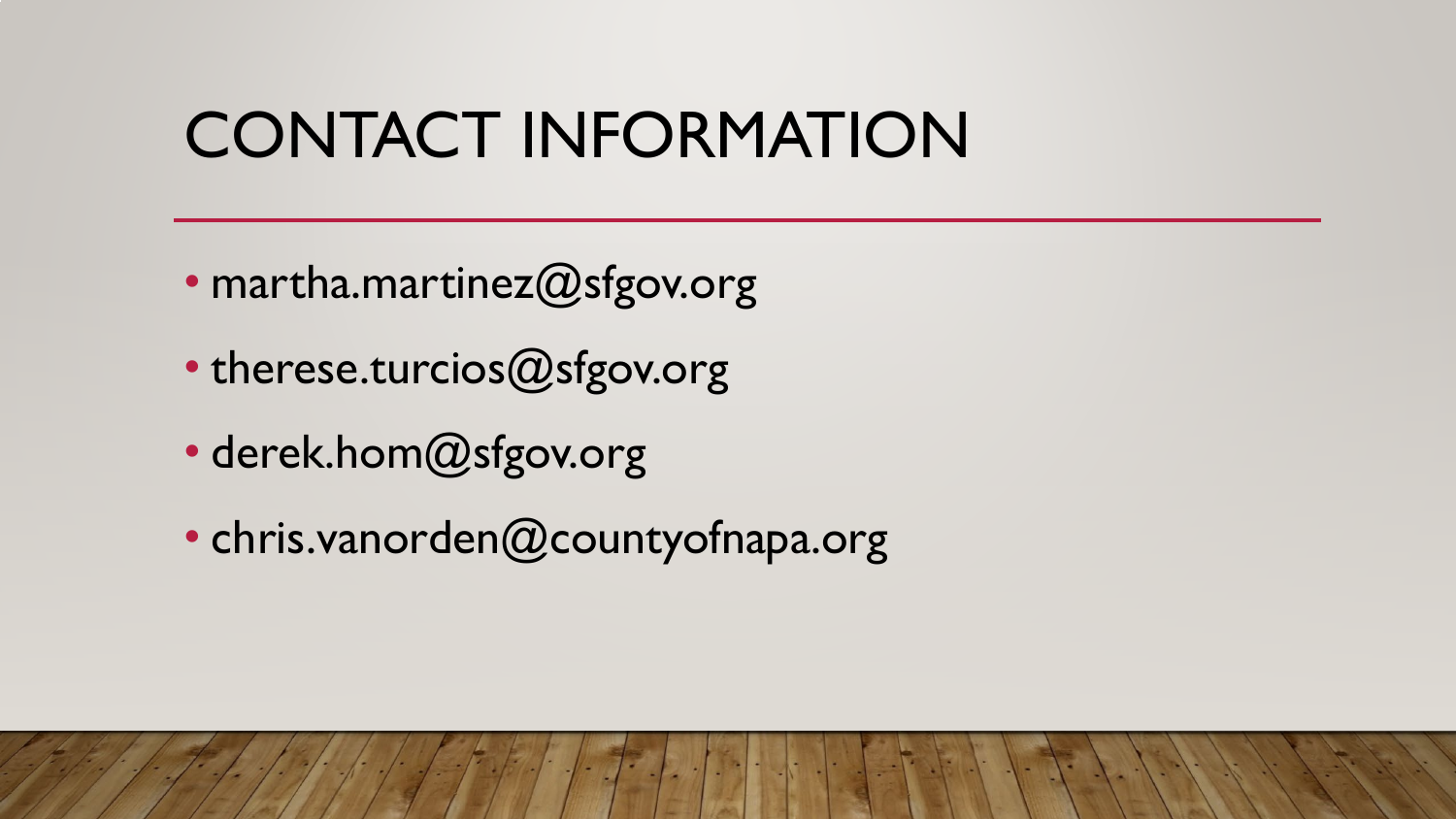# CONTACT INFORMATION

- martha.martinez@sfgov.org
- therese.turcios@sfgov.org
- derek.hom@sfgov.org
- chris.vanorden@countyofnapa.org